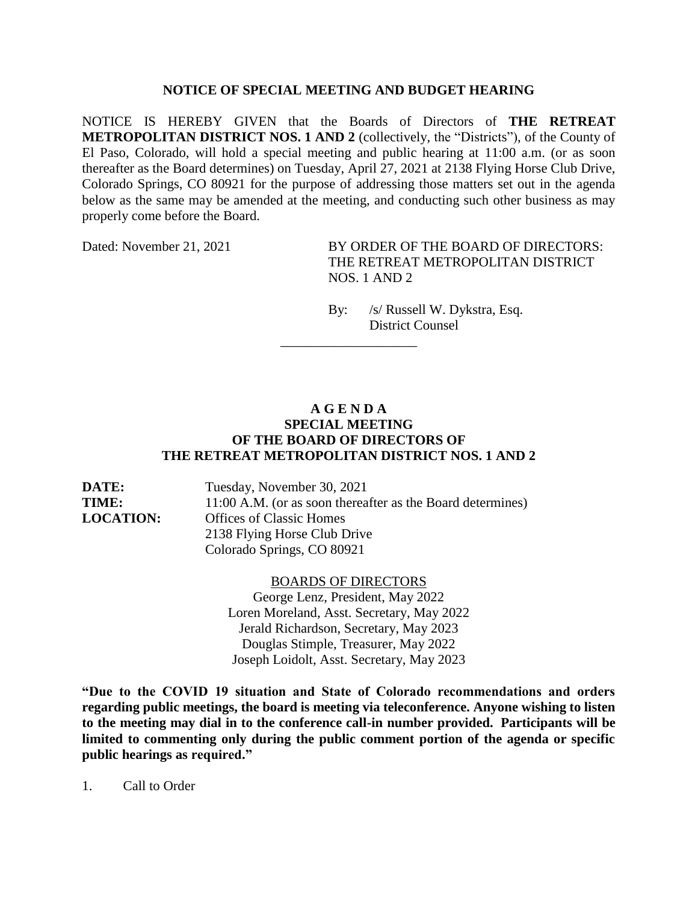**NOTICE OF SPECIAL MEETING AND BUDGET HEARING**

NOTICE IS HEREBY GIVEN that the Boards of Directors of **THE RETREAT METROPOLITAN DISTRICT NOS. 1 AND 2** (collectively, the "Districts"), of the County of El Paso, Colorado, will hold a special meeting and public hearing at 11:00 a.m. (or as soon thereafter as the Board determines) on Tuesday, April 27, 2021 at 2138 Flying Horse Club Drive, Colorado Springs, CO 80921 for the purpose of addressing those matters set out in the agenda below as the same may be amended at the meeting, and conducting such other business as may properly come before the Board.

Dated: November 21, 2021

BY ORDER OF THE BOARD OF DIRECTORS:
THE RETREAT METROPOLITAN DISTRICT NOS. 1 AND 2

By: /s/ Russell W. Dykstra, Esq.
District Counsel

---

**A G E N D A**
**SPECIAL MEETING**
**OF THE BOARD OF DIRECTORS OF**
**THE RETREAT METROPOLITAN DISTRICT NOS. 1 AND 2**

**DATE:** Tuesday, November 30, 2021
**TIME:** 11:00 A.M. (or as soon thereafter as the Board determines)
**LOCATION:** Offices of Classic Homes
2138 Flying Horse Club Drive
Colorado Springs, CO 80921

BOARDS OF DIRECTORS

George Lenz, President, May 2022
Loren Moreland, Asst. Secretary, May 2022
Jerald Richardson, Secretary, May 2023
Douglas Stimple, Treasurer, May 2022
Joseph Loidolt, Asst. Secretary, May 2023

**"Due to the COVID 19 situation and State of Colorado recommendations and orders regarding public meetings, the board is meeting via teleconference. Anyone wishing to listen to the meeting may dial in to the conference call-in number provided. Participants will be limited to commenting only during the public comment portion of the agenda or specific public hearings as required."**

1. Call to Order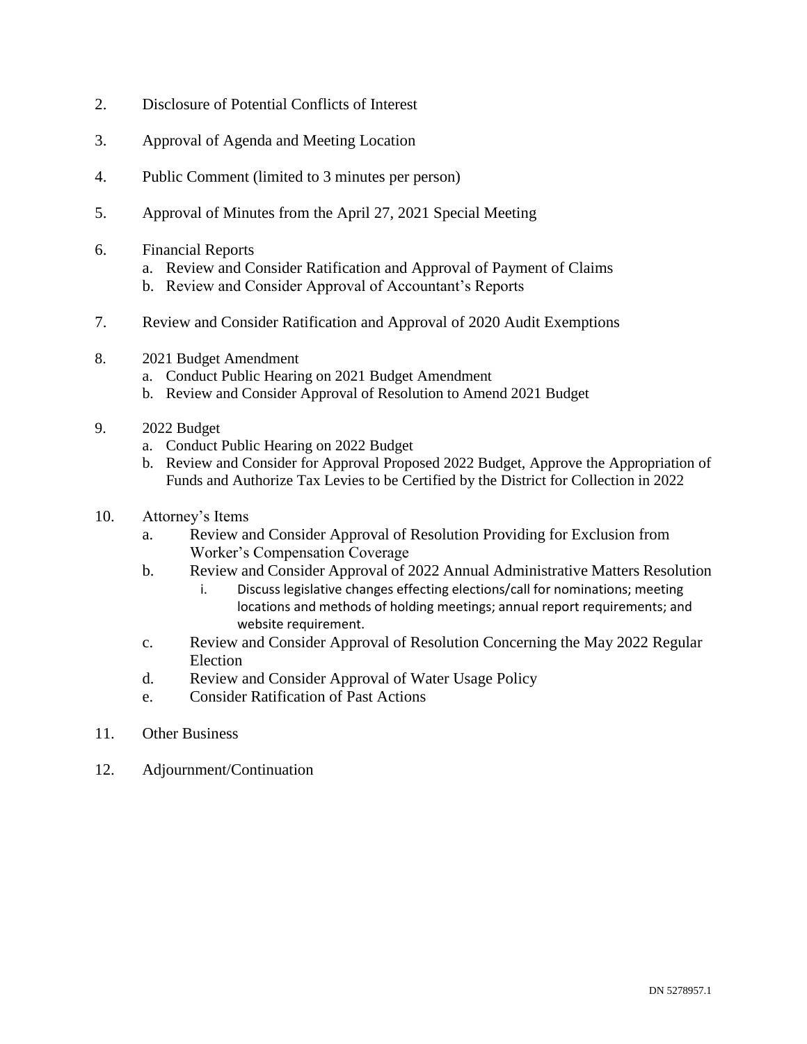2. Disclosure of Potential Conflicts of Interest

3. Approval of Agenda and Meeting Location

4. Public Comment (limited to 3 minutes per person)

5. Approval of Minutes from the April 27, 2021 Special Meeting

6. Financial Reports
   a. Review and Consider Ratification and Approval of Payment of Claims
   b. Review and Consider Approval of Accountant's Reports

7. Review and Consider Ratification and Approval of 2020 Audit Exemptions

8. 2021 Budget Amendment
   a. Conduct Public Hearing on 2021 Budget Amendment
   b. Review and Consider Approval of Resolution to Amend 2021 Budget

9. 2022 Budget
   a. Conduct Public Hearing on 2022 Budget
   b. Review and Consider for Approval Proposed 2022 Budget, Approve the Appropriation of Funds and Authorize Tax Levies to be Certified by the District for Collection in 2022

10. Attorney's Items
    a. Review and Consider Approval of Resolution Providing for Exclusion from Worker's Compensation Coverage
    b. Review and Consider Approval of 2022 Annual Administrative Matters Resolution
       i. Discuss legislative changes effecting elections/call for nominations; meeting locations and methods of holding meetings; annual report requirements; and website requirement.
    c. Review and Consider Approval of Resolution Concerning the May 2022 Regular Election
    d. Review and Consider Approval of Water Usage Policy
    e. Consider Ratification of Past Actions

11. Other Business

12. Adjournment/Continuation

DN 5278957.1